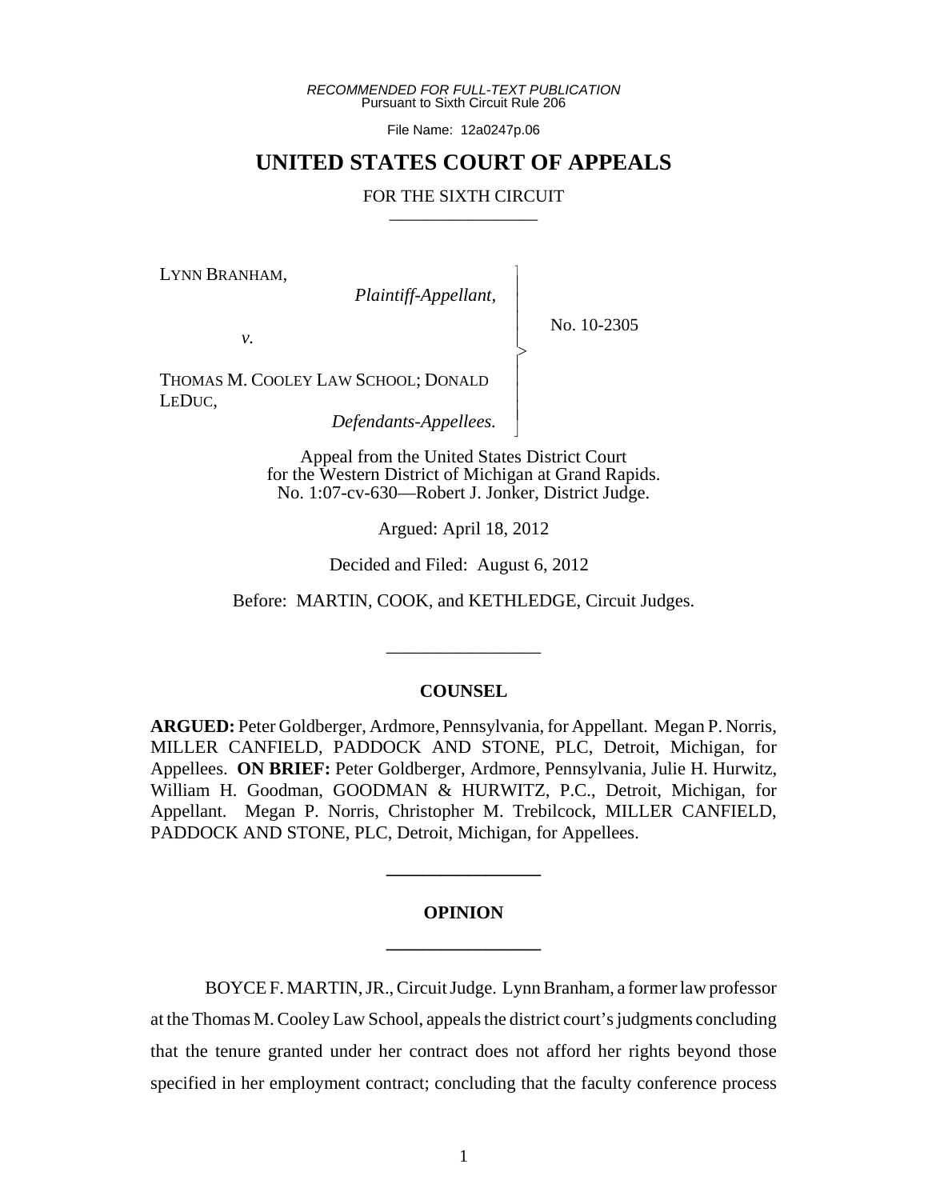RECOMMENDED FOR FULL-TEXT PUBLICATION
Pursuant to Sixth Circuit Rule 206

File Name: 12a0247p.06

# UNITED STATES COURT OF APPEALS

FOR THE SIXTH CIRCUIT

LYNN BRANHAM,
*Plaintiff-Appellant,*

*v.*

THOMAS M. COOLEY LAW SCHOOL; DONALD LEDUC,
*Defendants-Appellees.*

No. 10-2305

Appeal from the United States District Court
for the Western District of Michigan at Grand Rapids.
No. 1:07-cv-630—Robert J. Jonker, District Judge.

Argued: April 18, 2012

Decided and Filed: August 6, 2012

Before: MARTIN, COOK, and KETHLEDGE, Circuit Judges.

## COUNSEL

**ARGUED:** Peter Goldberger, Ardmore, Pennsylvania, for Appellant. Megan P. Norris, MILLER CANFIELD, PADDOCK AND STONE, PLC, Detroit, Michigan, for Appellees. **ON BRIEF:** Peter Goldberger, Ardmore, Pennsylvania, Julie H. Hurwitz, William H. Goodman, GOODMAN & HURWITZ, P.C., Detroit, Michigan, for Appellant. Megan P. Norris, Christopher M. Trebilcock, MILLER CANFIELD, PADDOCK AND STONE, PLC, Detroit, Michigan, for Appellees.

## OPINION

BOYCE F. MARTIN, JR., Circuit Judge. Lynn Branham, a former law professor at the Thomas M. Cooley Law School, appeals the district court's judgments concluding that the tenure granted under her contract does not afford her rights beyond those specified in her employment contract; concluding that the faculty conference process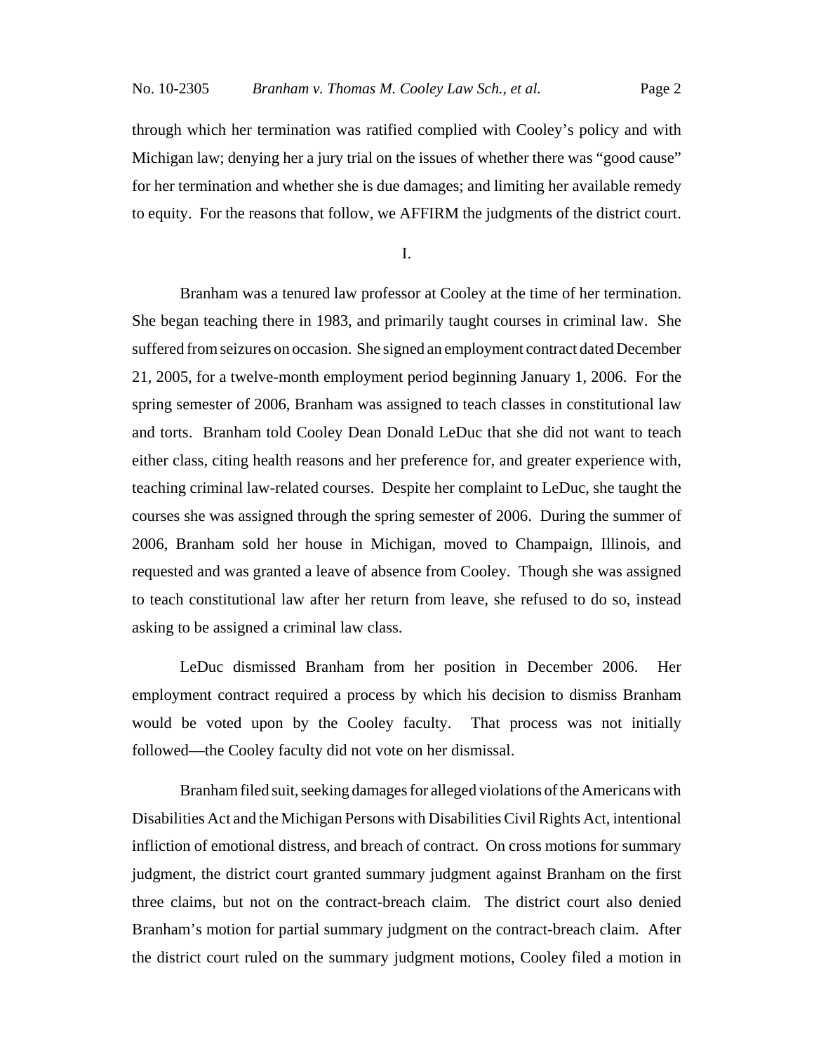through which her termination was ratified complied with Cooley's policy and with Michigan law; denying her a jury trial on the issues of whether there was "good cause" for her termination and whether she is due damages; and limiting her available remedy to equity. For the reasons that follow, we AFFIRM the judgments of the district court.

## I.

Branham was a tenured law professor at Cooley at the time of her termination. She began teaching there in 1983, and primarily taught courses in criminal law. She suffered from seizures on occasion. She signed an employment contract dated December 21, 2005, for a twelve-month employment period beginning January 1, 2006. For the spring semester of 2006, Branham was assigned to teach classes in constitutional law and torts. Branham told Cooley Dean Donald LeDuc that she did not want to teach either class, citing health reasons and her preference for, and greater experience with, teaching criminal law-related courses. Despite her complaint to LeDuc, she taught the courses she was assigned through the spring semester of 2006. During the summer of 2006, Branham sold her house in Michigan, moved to Champaign, Illinois, and requested and was granted a leave of absence from Cooley. Though she was assigned to teach constitutional law after her return from leave, she refused to do so, instead asking to be assigned a criminal law class.

LeDuc dismissed Branham from her position in December 2006. Her employment contract required a process by which his decision to dismiss Branham would be voted upon by the Cooley faculty. That process was not initially followed—the Cooley faculty did not vote on her dismissal.

Branham filed suit, seeking damages for alleged violations of the Americans with Disabilities Act and the Michigan Persons with Disabilities Civil Rights Act, intentional infliction of emotional distress, and breach of contract. On cross motions for summary judgment, the district court granted summary judgment against Branham on the first three claims, but not on the contract-breach claim. The district court also denied Branham's motion for partial summary judgment on the contract-breach claim. After the district court ruled on the summary judgment motions, Cooley filed a motion in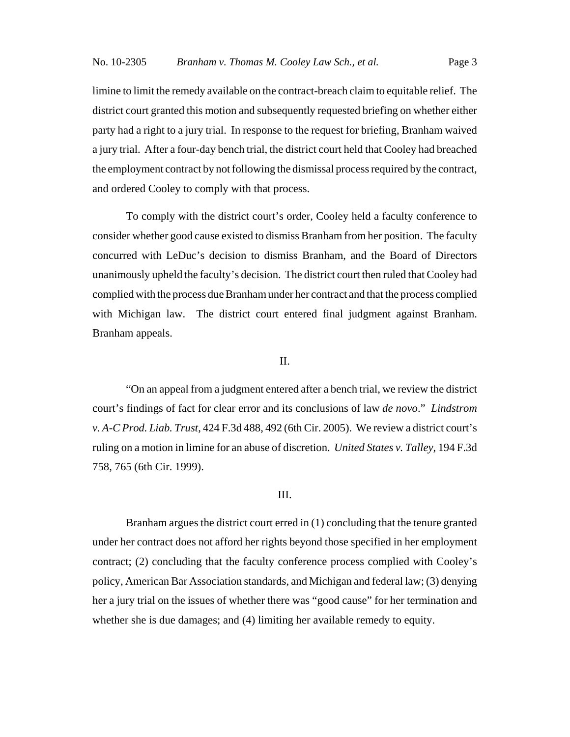limine to limit the remedy available on the contract-breach claim to equitable relief. The district court granted this motion and subsequently requested briefing on whether either party had a right to a jury trial. In response to the request for briefing, Branham waived a jury trial. After a four-day bench trial, the district court held that Cooley had breached the employment contract by not following the dismissal process required by the contract, and ordered Cooley to comply with that process.

To comply with the district court's order, Cooley held a faculty conference to consider whether good cause existed to dismiss Branham from her position. The faculty concurred with LeDuc's decision to dismiss Branham, and the Board of Directors unanimously upheld the faculty's decision. The district court then ruled that Cooley had complied with the process due Branham under her contract and that the process complied with Michigan law. The district court entered final judgment against Branham. Branham appeals.

## II.

"On an appeal from a judgment entered after a bench trial, we review the district court's findings of fact for clear error and its conclusions of law *de novo*." *Lindstrom v. A-C Prod. Liab. Trust*, 424 F.3d 488, 492 (6th Cir. 2005). We review a district court's ruling on a motion in limine for an abuse of discretion. *United States v. Talley*, 194 F.3d 758, 765 (6th Cir. 1999).

## III.

Branham argues the district court erred in (1) concluding that the tenure granted under her contract does not afford her rights beyond those specified in her employment contract; (2) concluding that the faculty conference process complied with Cooley's policy, American Bar Association standards, and Michigan and federal law; (3) denying her a jury trial on the issues of whether there was "good cause" for her termination and whether she is due damages; and (4) limiting her available remedy to equity.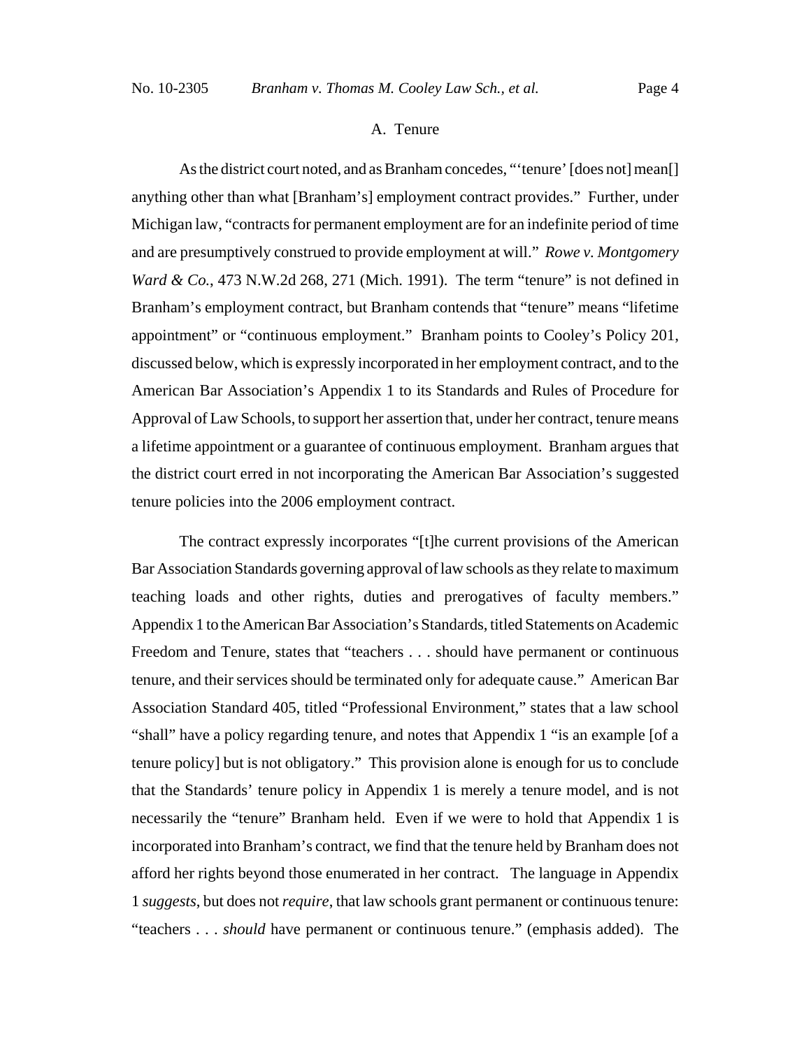### A. Tenure

As the district court noted, and as Branham concedes, "'tenure' [does not] mean[] anything other than what [Branham's] employment contract provides." Further, under Michigan law, "contracts for permanent employment are for an indefinite period of time and are presumptively construed to provide employment at will." *Rowe v. Montgomery Ward & Co.*, 473 N.W.2d 268, 271 (Mich. 1991). The term "tenure" is not defined in Branham's employment contract, but Branham contends that "tenure" means "lifetime appointment" or "continuous employment." Branham points to Cooley's Policy 201, discussed below, which is expressly incorporated in her employment contract, and to the American Bar Association's Appendix 1 to its Standards and Rules of Procedure for Approval of Law Schools, to support her assertion that, under her contract, tenure means a lifetime appointment or a guarantee of continuous employment. Branham argues that the district court erred in not incorporating the American Bar Association's suggested tenure policies into the 2006 employment contract.

The contract expressly incorporates "[t]he current provisions of the American Bar Association Standards governing approval of law schools as they relate to maximum teaching loads and other rights, duties and prerogatives of faculty members." Appendix 1 to the American Bar Association's Standards, titled Statements on Academic Freedom and Tenure, states that "teachers . . . should have permanent or continuous tenure, and their services should be terminated only for adequate cause." American Bar Association Standard 405, titled "Professional Environment," states that a law school "shall" have a policy regarding tenure, and notes that Appendix 1 "is an example [of a tenure policy] but is not obligatory." This provision alone is enough for us to conclude that the Standards' tenure policy in Appendix 1 is merely a tenure model, and is not necessarily the "tenure" Branham held. Even if we were to hold that Appendix 1 is incorporated into Branham's contract, we find that the tenure held by Branham does not afford her rights beyond those enumerated in her contract. The language in Appendix 1 *suggests*, but does not *require*, that law schools grant permanent or continuous tenure: "teachers . . . *should* have permanent or continuous tenure." (emphasis added). The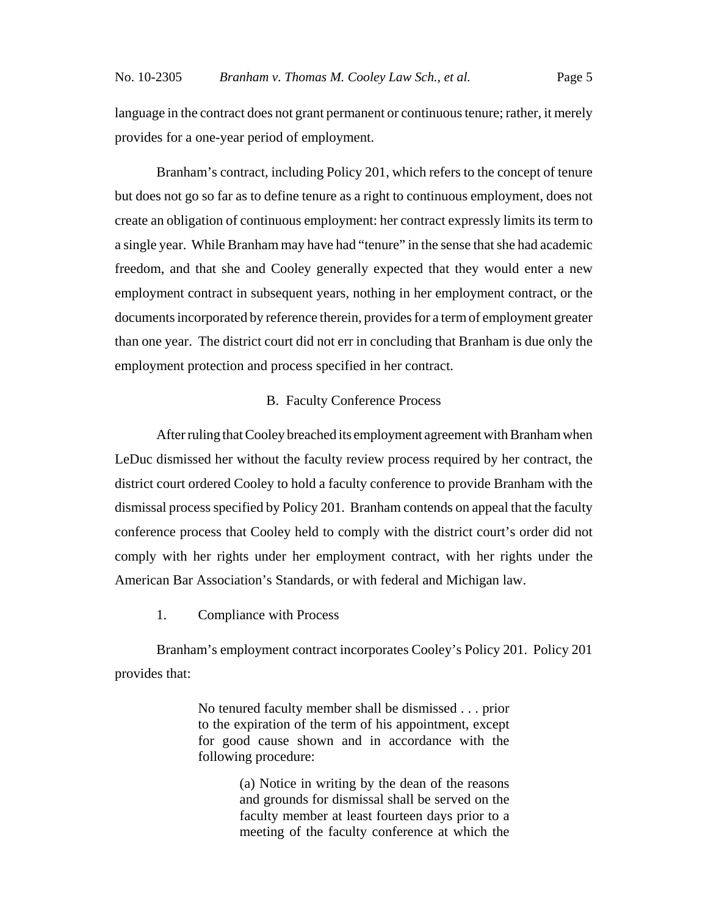language in the contract does not grant permanent or continuous tenure; rather, it merely provides for a one-year period of employment.

Branham's contract, including Policy 201, which refers to the concept of tenure but does not go so far as to define tenure as a right to continuous employment, does not create an obligation of continuous employment: her contract expressly limits its term to a single year. While Branham may have had "tenure" in the sense that she had academic freedom, and that she and Cooley generally expected that they would enter a new employment contract in subsequent years, nothing in her employment contract, or the documents incorporated by reference therein, provides for a term of employment greater than one year. The district court did not err in concluding that Branham is due only the employment protection and process specified in her contract.

### B. Faculty Conference Process

After ruling that Cooley breached its employment agreement with Branham when LeDuc dismissed her without the faculty review process required by her contract, the district court ordered Cooley to hold a faculty conference to provide Branham with the dismissal process specified by Policy 201. Branham contends on appeal that the faculty conference process that Cooley held to comply with the district court's order did not comply with her rights under her employment contract, with her rights under the American Bar Association's Standards, or with federal and Michigan law.

#### 1. Compliance with Process

Branham's employment contract incorporates Cooley's Policy 201. Policy 201 provides that:

> No tenured faculty member shall be dismissed . . . prior to the expiration of the term of his appointment, except for good cause shown and in accordance with the following procedure:
>
> > (a) Notice in writing by the dean of the reasons and grounds for dismissal shall be served on the faculty member at least fourteen days prior to a meeting of the faculty conference at which the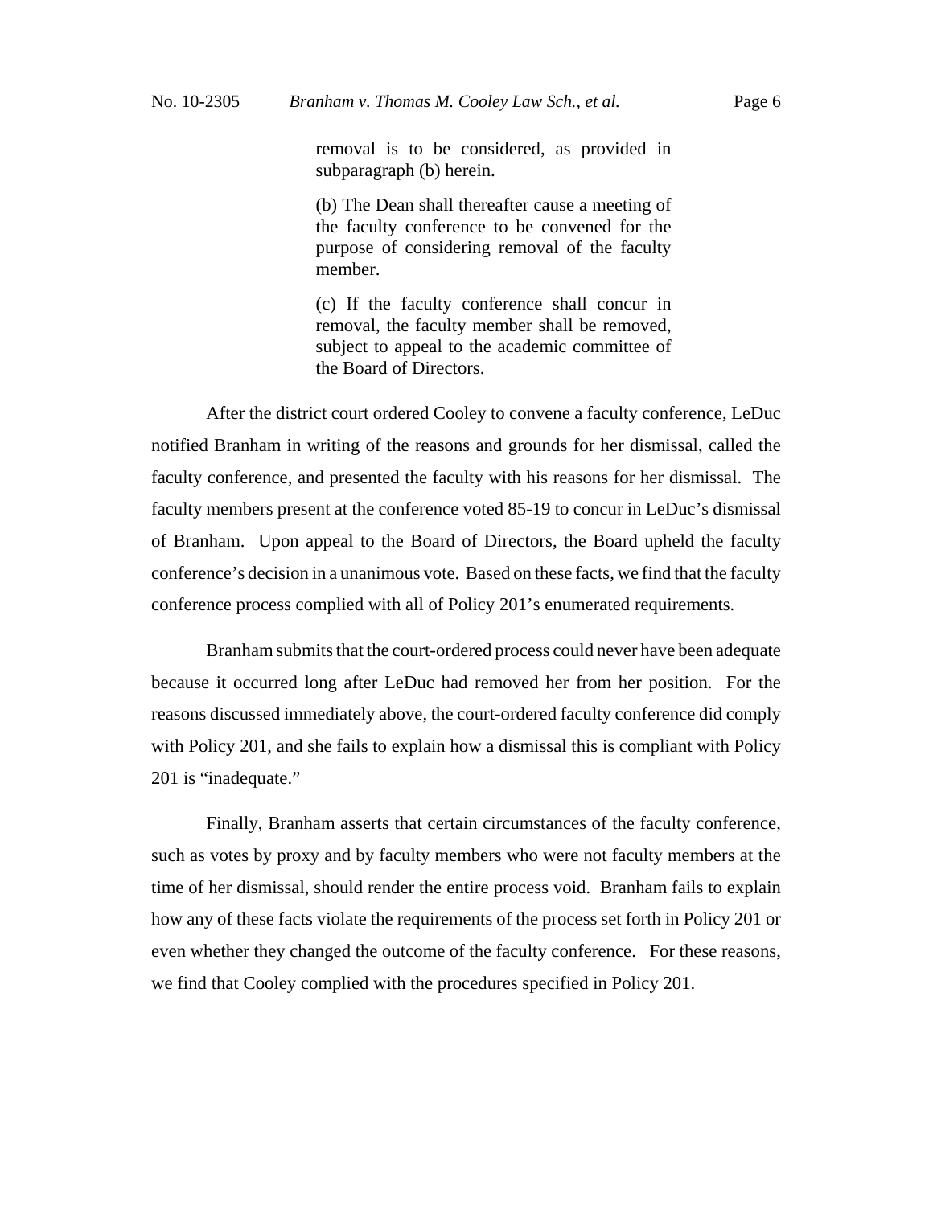> removal is to be considered, as provided in subparagraph (b) herein.
>
> (b) The Dean shall thereafter cause a meeting of the faculty conference to be convened for the purpose of considering removal of the faculty member.
>
> (c) If the faculty conference shall concur in removal, the faculty member shall be removed, subject to appeal to the academic committee of the Board of Directors.

After the district court ordered Cooley to convene a faculty conference, LeDuc notified Branham in writing of the reasons and grounds for her dismissal, called the faculty conference, and presented the faculty with his reasons for her dismissal. The faculty members present at the conference voted 85-19 to concur in LeDuc's dismissal of Branham. Upon appeal to the Board of Directors, the Board upheld the faculty conference's decision in a unanimous vote. Based on these facts, we find that the faculty conference process complied with all of Policy 201's enumerated requirements.

Branham submits that the court-ordered process could never have been adequate because it occurred long after LeDuc had removed her from her position. For the reasons discussed immediately above, the court-ordered faculty conference did comply with Policy 201, and she fails to explain how a dismissal this is compliant with Policy 201 is "inadequate."

Finally, Branham asserts that certain circumstances of the faculty conference, such as votes by proxy and by faculty members who were not faculty members at the time of her dismissal, should render the entire process void. Branham fails to explain how any of these facts violate the requirements of the process set forth in Policy 201 or even whether they changed the outcome of the faculty conference. For these reasons, we find that Cooley complied with the procedures specified in Policy 201.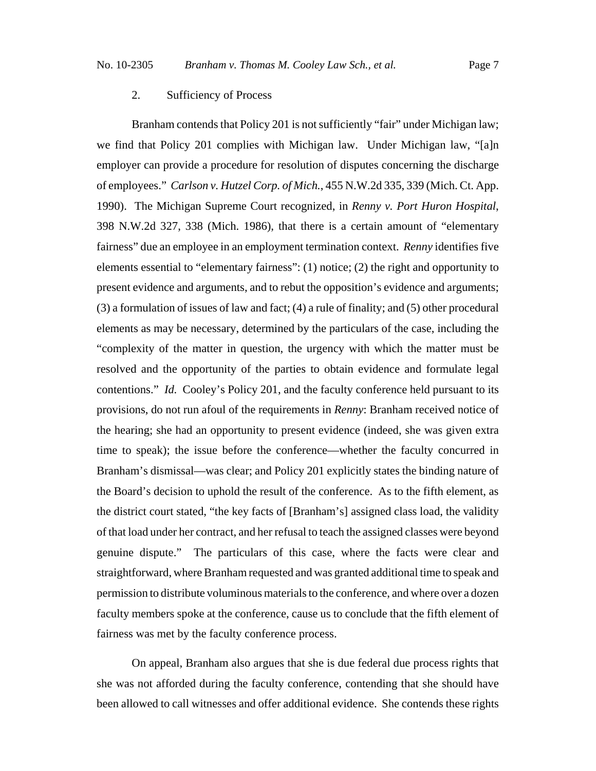### 2. Sufficiency of Process

Branham contends that Policy 201 is not sufficiently "fair" under Michigan law; we find that Policy 201 complies with Michigan law. Under Michigan law, "[a]n employer can provide a procedure for resolution of disputes concerning the discharge of employees." *Carlson v. Hutzel Corp. of Mich.*, 455 N.W.2d 335, 339 (Mich. Ct. App. 1990). The Michigan Supreme Court recognized, in *Renny v. Port Huron Hospital*, 398 N.W.2d 327, 338 (Mich. 1986), that there is a certain amount of "elementary fairness" due an employee in an employment termination context. *Renny* identifies five elements essential to "elementary fairness": (1) notice; (2) the right and opportunity to present evidence and arguments, and to rebut the opposition's evidence and arguments; (3) a formulation of issues of law and fact; (4) a rule of finality; and (5) other procedural elements as may be necessary, determined by the particulars of the case, including the "complexity of the matter in question, the urgency with which the matter must be resolved and the opportunity of the parties to obtain evidence and formulate legal contentions." *Id.* Cooley's Policy 201, and the faculty conference held pursuant to its provisions, do not run afoul of the requirements in *Renny*: Branham received notice of the hearing; she had an opportunity to present evidence (indeed, she was given extra time to speak); the issue before the conference—whether the faculty concurred in Branham's dismissal—was clear; and Policy 201 explicitly states the binding nature of the Board's decision to uphold the result of the conference. As to the fifth element, as the district court stated, "the key facts of [Branham's] assigned class load, the validity of that load under her contract, and her refusal to teach the assigned classes were beyond genuine dispute." The particulars of this case, where the facts were clear and straightforward, where Branham requested and was granted additional time to speak and permission to distribute voluminous materials to the conference, and where over a dozen faculty members spoke at the conference, cause us to conclude that the fifth element of fairness was met by the faculty conference process.

On appeal, Branham also argues that she is due federal due process rights that she was not afforded during the faculty conference, contending that she should have been allowed to call witnesses and offer additional evidence. She contends these rights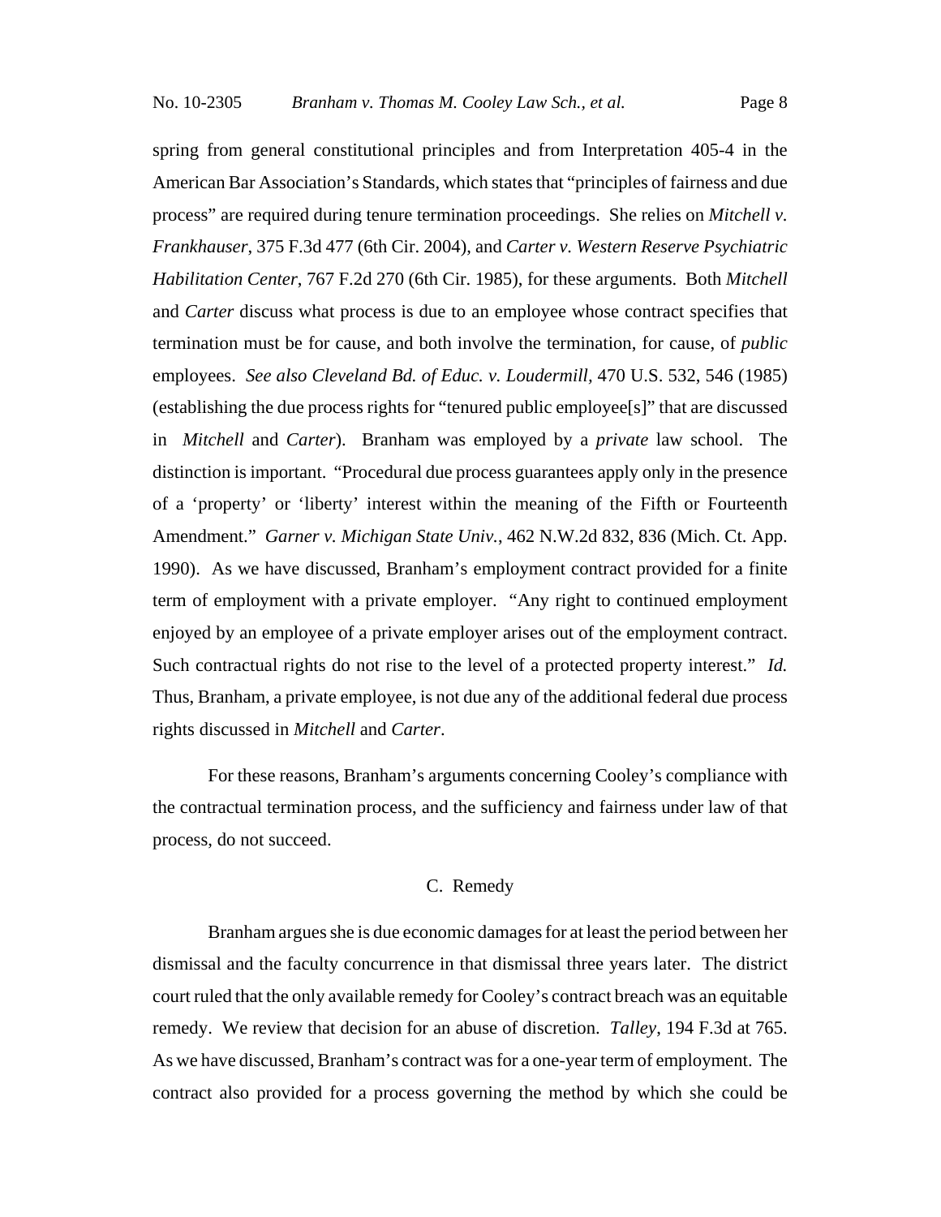spring from general constitutional principles and from Interpretation 405-4 in the American Bar Association's Standards, which states that "principles of fairness and due process" are required during tenure termination proceedings. She relies on *Mitchell v. Frankhauser*, 375 F.3d 477 (6th Cir. 2004), and *Carter v. Western Reserve Psychiatric Habilitation Center*, 767 F.2d 270 (6th Cir. 1985), for these arguments. Both *Mitchell* and *Carter* discuss what process is due to an employee whose contract specifies that termination must be for cause, and both involve the termination, for cause, of *public* employees. *See also Cleveland Bd. of Educ. v. Loudermill*, 470 U.S. 532, 546 (1985) (establishing the due process rights for "tenured public employee[s]" that are discussed in *Mitchell* and *Carter*). Branham was employed by a *private* law school. The distinction is important. "Procedural due process guarantees apply only in the presence of a 'property' or 'liberty' interest within the meaning of the Fifth or Fourteenth Amendment." *Garner v. Michigan State Univ.*, 462 N.W.2d 832, 836 (Mich. Ct. App. 1990). As we have discussed, Branham's employment contract provided for a finite term of employment with a private employer. "Any right to continued employment enjoyed by an employee of a private employer arises out of the employment contract. Such contractual rights do not rise to the level of a protected property interest." *Id.* Thus, Branham, a private employee, is not due any of the additional federal due process rights discussed in *Mitchell* and *Carter*.

For these reasons, Branham's arguments concerning Cooley's compliance with the contractual termination process, and the sufficiency and fairness under law of that process, do not succeed.

### C. Remedy

Branham argues she is due economic damages for at least the period between her dismissal and the faculty concurrence in that dismissal three years later. The district court ruled that the only available remedy for Cooley's contract breach was an equitable remedy. We review that decision for an abuse of discretion. *Talley*, 194 F.3d at 765. As we have discussed, Branham's contract was for a one-year term of employment. The contract also provided for a process governing the method by which she could be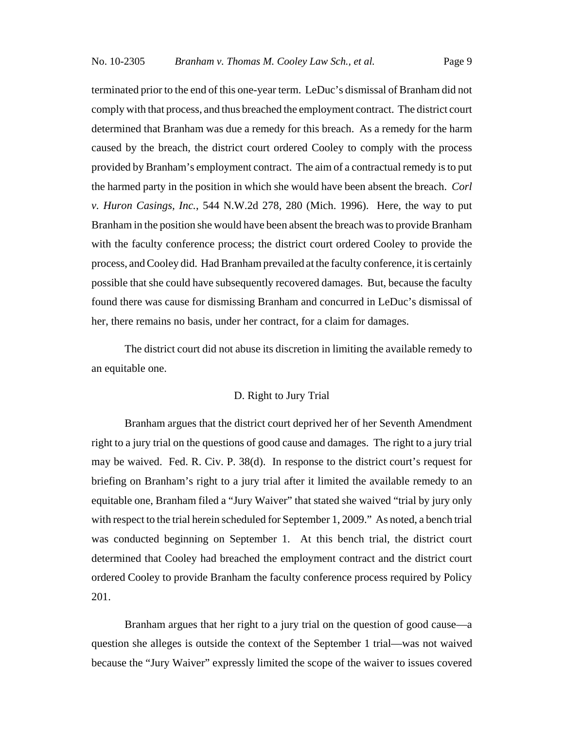terminated prior to the end of this one-year term. LeDuc's dismissal of Branham did not comply with that process, and thus breached the employment contract. The district court determined that Branham was due a remedy for this breach. As a remedy for the harm caused by the breach, the district court ordered Cooley to comply with the process provided by Branham's employment contract. The aim of a contractual remedy is to put the harmed party in the position in which she would have been absent the breach. *Corl v. Huron Casings, Inc.*, 544 N.W.2d 278, 280 (Mich. 1996). Here, the way to put Branham in the position she would have been absent the breach was to provide Branham with the faculty conference process; the district court ordered Cooley to provide the process, and Cooley did. Had Branham prevailed at the faculty conference, it is certainly possible that she could have subsequently recovered damages. But, because the faculty found there was cause for dismissing Branham and concurred in LeDuc's dismissal of her, there remains no basis, under her contract, for a claim for damages.

The district court did not abuse its discretion in limiting the available remedy to an equitable one.

### D. Right to Jury Trial

Branham argues that the district court deprived her of her Seventh Amendment right to a jury trial on the questions of good cause and damages. The right to a jury trial may be waived. Fed. R. Civ. P. 38(d). In response to the district court's request for briefing on Branham's right to a jury trial after it limited the available remedy to an equitable one, Branham filed a "Jury Waiver" that stated she waived "trial by jury only with respect to the trial herein scheduled for September 1, 2009." As noted, a bench trial was conducted beginning on September 1. At this bench trial, the district court determined that Cooley had breached the employment contract and the district court ordered Cooley to provide Branham the faculty conference process required by Policy 201.

Branham argues that her right to a jury trial on the question of good cause—a question she alleges is outside the context of the September 1 trial—was not waived because the "Jury Waiver" expressly limited the scope of the waiver to issues covered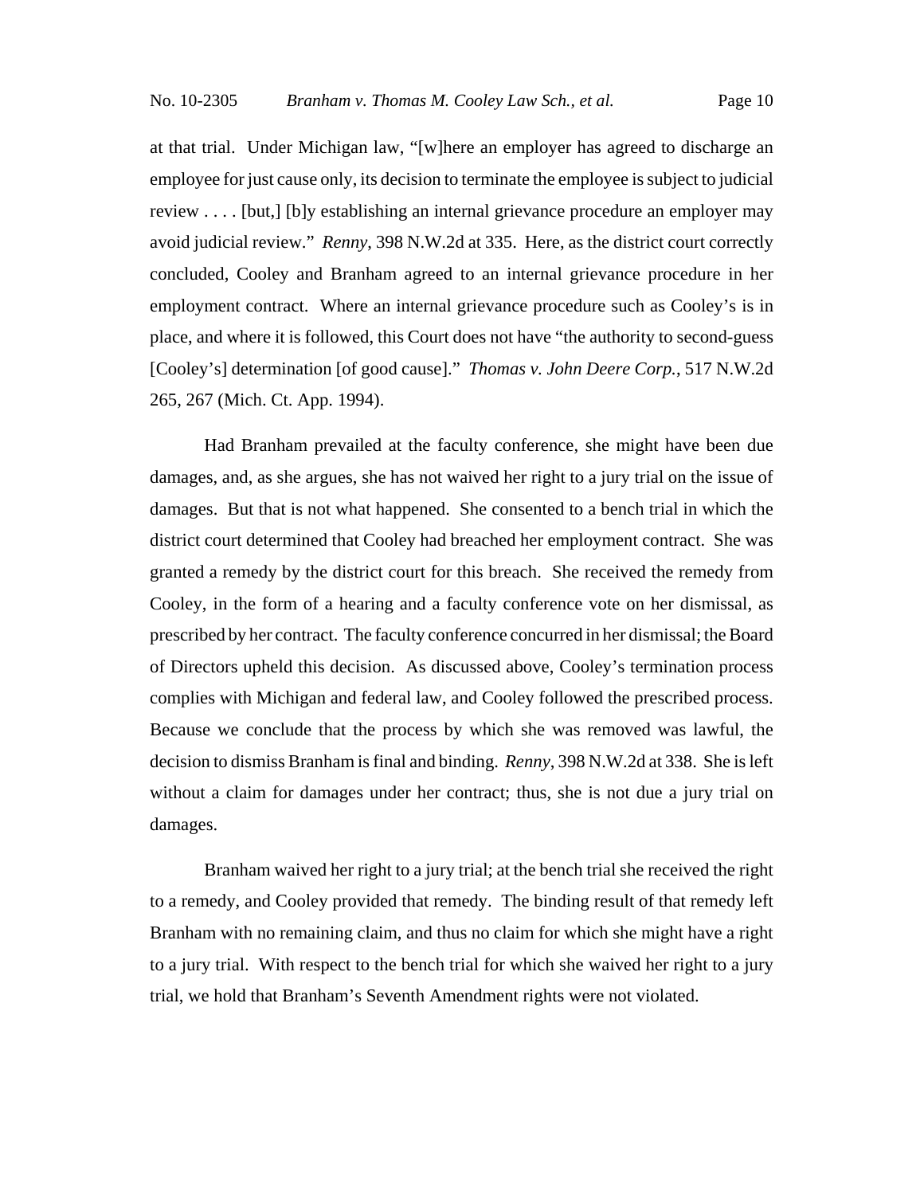at that trial. Under Michigan law, "[w]here an employer has agreed to discharge an employee for just cause only, its decision to terminate the employee is subject to judicial review . . . . [but,] [b]y establishing an internal grievance procedure an employer may avoid judicial review." *Renny*, 398 N.W.2d at 335. Here, as the district court correctly concluded, Cooley and Branham agreed to an internal grievance procedure in her employment contract. Where an internal grievance procedure such as Cooley's is in place, and where it is followed, this Court does not have "the authority to second-guess [Cooley's] determination [of good cause]." *Thomas v. John Deere Corp.*, 517 N.W.2d 265, 267 (Mich. Ct. App. 1994).

Had Branham prevailed at the faculty conference, she might have been due damages, and, as she argues, she has not waived her right to a jury trial on the issue of damages. But that is not what happened. She consented to a bench trial in which the district court determined that Cooley had breached her employment contract. She was granted a remedy by the district court for this breach. She received the remedy from Cooley, in the form of a hearing and a faculty conference vote on her dismissal, as prescribed by her contract. The faculty conference concurred in her dismissal; the Board of Directors upheld this decision. As discussed above, Cooley's termination process complies with Michigan and federal law, and Cooley followed the prescribed process. Because we conclude that the process by which she was removed was lawful, the decision to dismiss Branham is final and binding. *Renny*, 398 N.W.2d at 338. She is left without a claim for damages under her contract; thus, she is not due a jury trial on damages.

Branham waived her right to a jury trial; at the bench trial she received the right to a remedy, and Cooley provided that remedy. The binding result of that remedy left Branham with no remaining claim, and thus no claim for which she might have a right to a jury trial. With respect to the bench trial for which she waived her right to a jury trial, we hold that Branham's Seventh Amendment rights were not violated.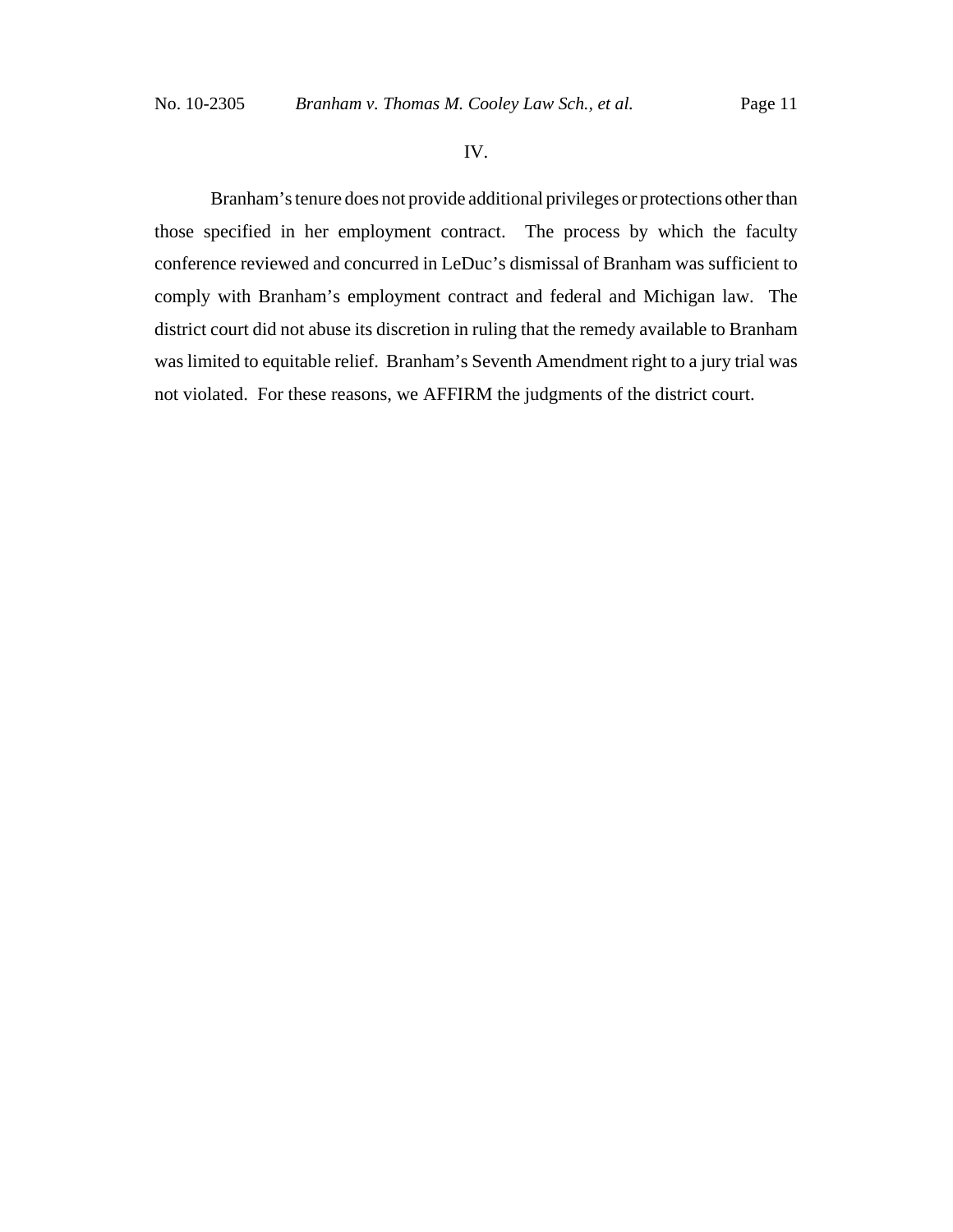## IV.

Branham's tenure does not provide additional privileges or protections other than those specified in her employment contract. The process by which the faculty conference reviewed and concurred in LeDuc's dismissal of Branham was sufficient to comply with Branham's employment contract and federal and Michigan law. The district court did not abuse its discretion in ruling that the remedy available to Branham was limited to equitable relief. Branham's Seventh Amendment right to a jury trial was not violated. For these reasons, we AFFIRM the judgments of the district court.